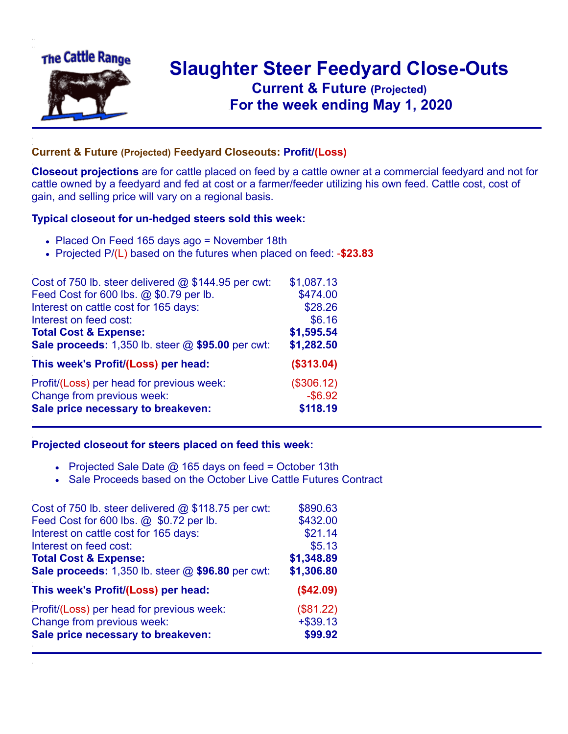# Slaughter Steer Feedyard Close-Outs

## Current & Future (Projected)

## For the week ending May 1, 2020

### Current & Future (Projected) Feedyard Closeouts: Profit/(Loss)

**Closeout projections** are for cattle placed on feed by a cattle owner at a commercial feedyard and not for cattle owned by a feedyard and fed at cost or a farmer/feeder utilizing his own feed. Cattle cost, cost of gain, and selling price will vary on a regional basis.

### Typical closeout for un-hedged steers sold this week:

- Placed On Feed 165 days ago = November 18th
- Projected P/(L) based on the futures when placed on feed: **-$23.83**

| | |
|---|---|
| Cost of 750 lb. steer delivered @ $144.95 per cwt: | $1,087.13 |
| Feed Cost for 600 lbs. @ $0.79 per lb. | $474.00 |
| Interest on cattle cost for 165 days: | $28.26 |
| Interest on feed cost: | $6.16 |
| **Total Cost & Expense:** | **$1,595.54** |
| **Sale proceeds:** 1,350 lb. steer @ **$95.00** per cwt: | **$1,282.50** |
| **This week's Profit/(Loss) per head:** | **($313.04)** |
| Profit/(Loss) per head for previous week: | ($306.12) |
| Change from previous week: | -$6.92 |
| **Sale price necessary to breakeven:** | **$118.19** |

### Projected closeout for steers placed on feed this week:

- Projected Sale Date @ 165 days on feed = October 13th
- Sale Proceeds based on the October Live Cattle Futures Contract

| | |
|---|---|
| Cost of 750 lb. steer delivered @ $118.75 per cwt: | $890.63 |
| Feed Cost for 600 lbs. @ $0.72 per lb. | $432.00 |
| Interest on cattle cost for 165 days: | $21.14 |
| Interest on feed cost: | $5.13 |
| **Total Cost & Expense:** | **$1,348.89** |
| **Sale proceeds:** 1,350 lb. steer @ **$96.80** per cwt: | **$1,306.80** |
| **This week's Profit/(Loss) per head:** | **($42.09)** |
| Profit/(Loss) per head for previous week: | ($81.22) |
| Change from previous week: | +$39.13 |
| **Sale price necessary to breakeven:** | **$99.92** |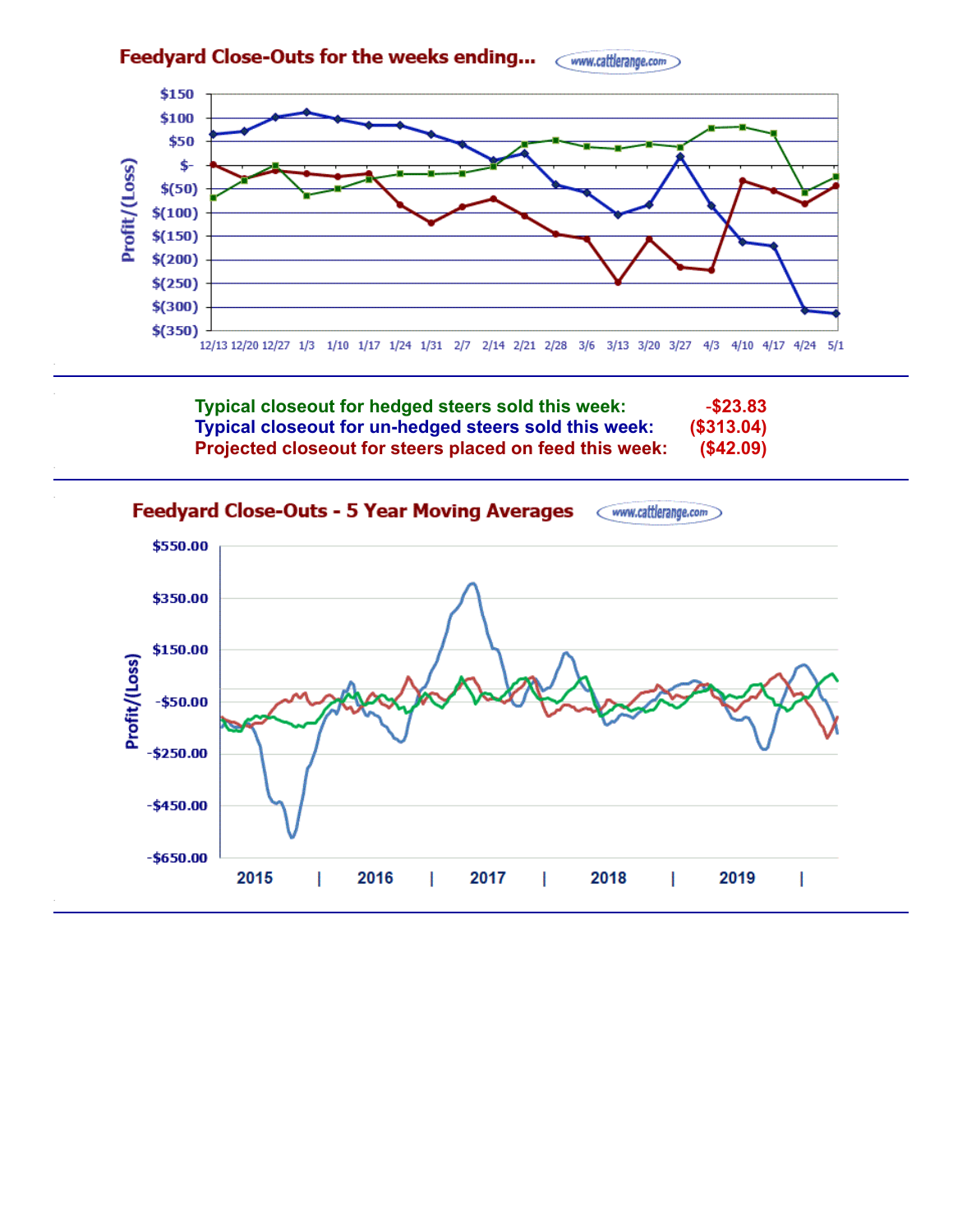## Feedyard Close-Outs for the weeks ending...

www.cattlerange.com

Profit/(Loss)

$150
$100
$50
$-
$(50)
$(100)
$(150)
$(200)
$(250)
$(300)
$(350)

12/13 12/20 12/27 1/3 1/10 1/17 1/24 1/31 2/7 2/14 2/21 2/28 3/6 3/13 3/20 3/27 4/3 4/10 4/17 4/24 5/1

---

| | |
|---|---|
| Typical closeout for hedged steers sold this week: | -$23.83 |
| Typical closeout for un-hedged steers sold this week: | ($313.04) |
| Projected closeout for steers placed on feed this week: | ($42.09) |

---

## Feedyard Close-Outs - 5 Year Moving Averages

www.cattlerange.com

Profit/(Loss)

$550.00
$350.00
$150.00
-$50.00
-$250.00
-$450.00
-$650.00

2015 | 2016 | 2017 | 2018 | 2019 |